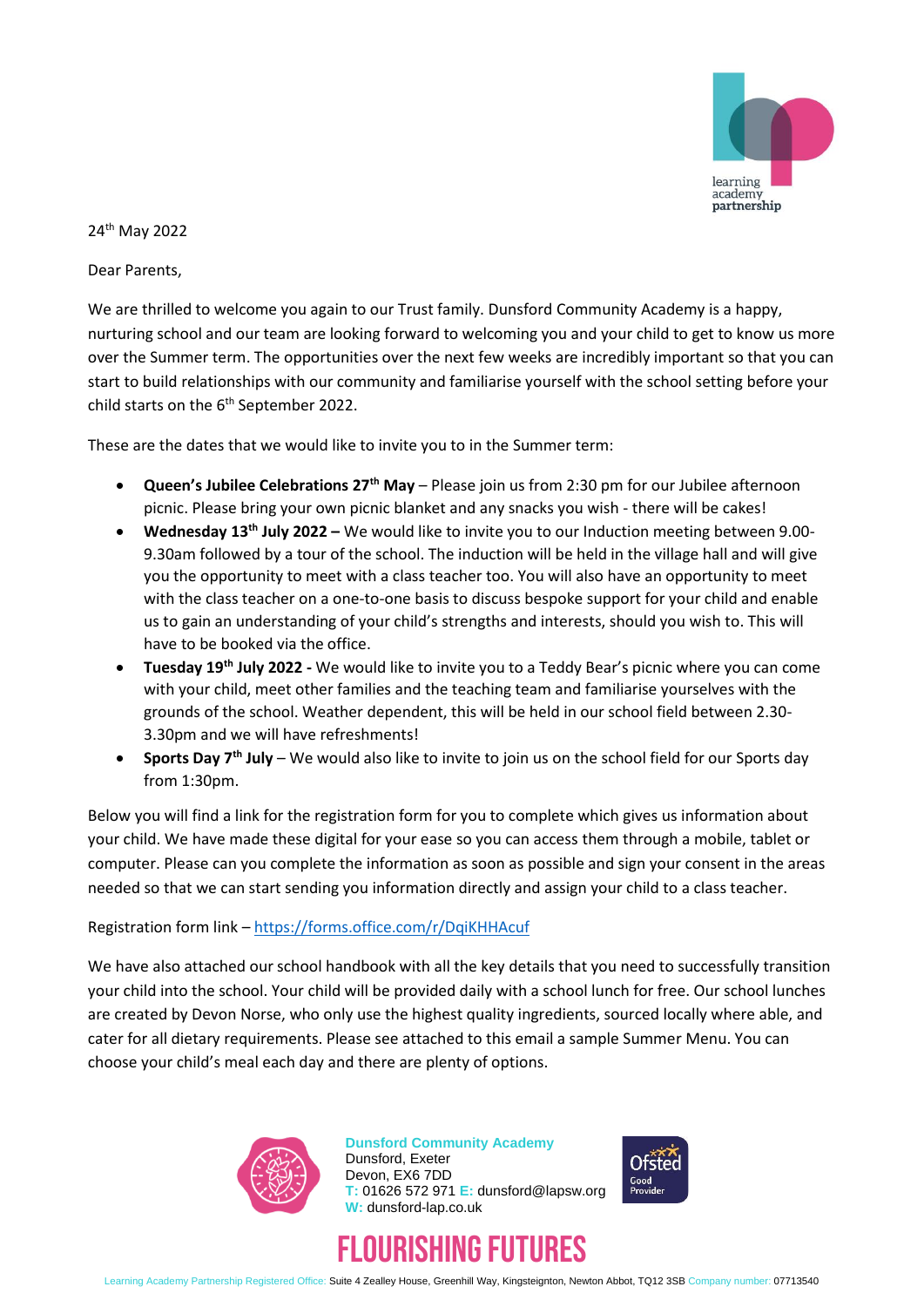24th May 2022

Dear Parents,

We are thrilled to welcome you again to our Trust family. Dunsford Community Academy is a happy, nurturing school and our team are looking forward to welcoming you and your child to get to know us more over the Summer term. The opportunities over the next few weeks are incredibly important so that you can start to build relationships with our community and familiarise yourself with the school setting before your child starts on the 6th September 2022.

These are the dates that we would like to invite you to in the Summer term:

- **Queen's Jubilee Celebrations 27th May** – Please join us from 2:30 pm for our Jubilee afternoon picnic. Please bring your own picnic blanket and any snacks you wish - there will be cakes!
- **Wednesday 13th July 2022 –** We would like to invite you to our Induction meeting between 9.00-9.30am followed by a tour of the school. The induction will be held in the village hall and will give you the opportunity to meet with a class teacher too. You will also have an opportunity to meet with the class teacher on a one-to-one basis to discuss bespoke support for your child and enable us to gain an understanding of your child's strengths and interests, should you wish to. This will have to be booked via the office.
- **Tuesday 19th July 2022 -** We would like to invite you to a Teddy Bear's picnic where you can come with your child, meet other families and the teaching team and familiarise yourselves with the grounds of the school. Weather dependent, this will be held in our school field between 2.30-3.30pm and we will have refreshments!
- **Sports Day 7th July** – We would also like to invite to join us on the school field for our Sports day from 1:30pm.

Below you will find a link for the registration form for you to complete which gives us information about your child. We have made these digital for your ease so you can access them through a mobile, tablet or computer. Please can you complete the information as soon as possible and sign your consent in the areas needed so that we can start sending you information directly and assign your child to a class teacher.

Registration form link – https://forms.office.com/r/DqiKHHAcuf

We have also attached our school handbook with all the key details that you need to successfully transition your child into the school. Your child will be provided daily with a school lunch for free. Our school lunches are created by Devon Norse, who only use the highest quality ingredients, sourced locally where able, and cater for all dietary requirements. Please see attached to this email a sample Summer Menu. You can choose your child's meal each day and there are plenty of options.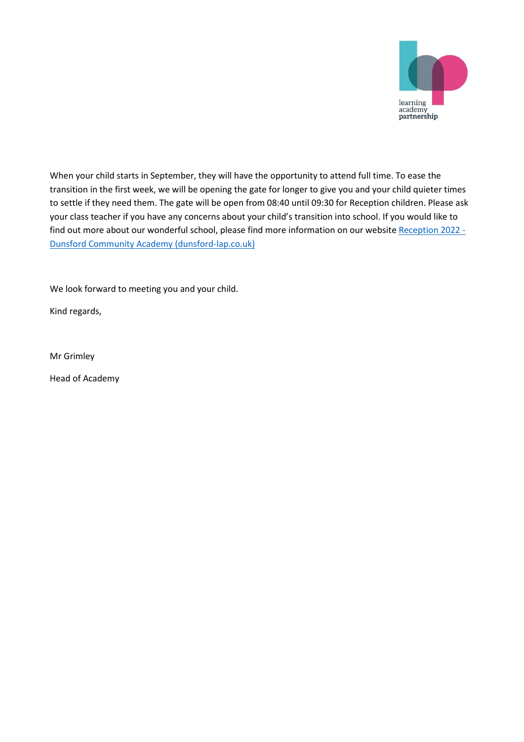When your child starts in September, they will have the opportunity to attend full time. To ease the transition in the first week, we will be opening the gate for longer to give you and your child quieter times to settle if they need them. The gate will be open from 08:40 until 09:30 for Reception children. Please ask your class teacher if you have any concerns about your child's transition into school. If you would like to find out more about our wonderful school, please find more information on our website Reception 2022 - Dunsford Community Academy (dunsford-lap.co.uk)

We look forward to meeting you and your child.

Kind regards,

Mr Grimley

Head of Academy